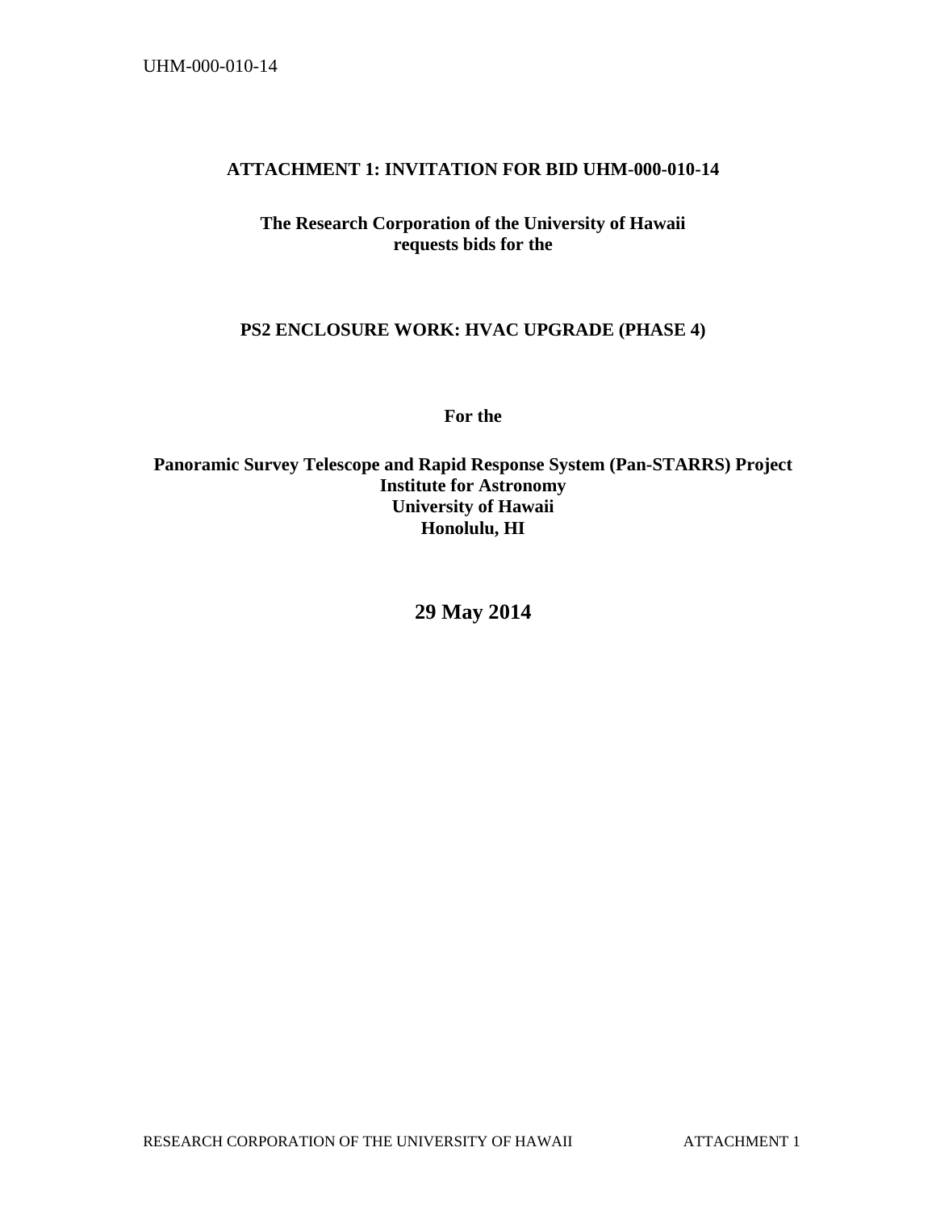**ATTACHMENT 1: INVITATION FOR BID UHM-000-010-14**

**The Research Corporation of the University of Hawaii**
**requests bids for the**

**PS2 ENCLOSURE WORK: HVAC UPGRADE (PHASE 4)**

**For the**

**Panoramic Survey Telescope and Rapid Response System (Pan-STARRS) Project**
**Institute for Astronomy**
**University of Hawaii**
**Honolulu, HI**

**29 May 2014**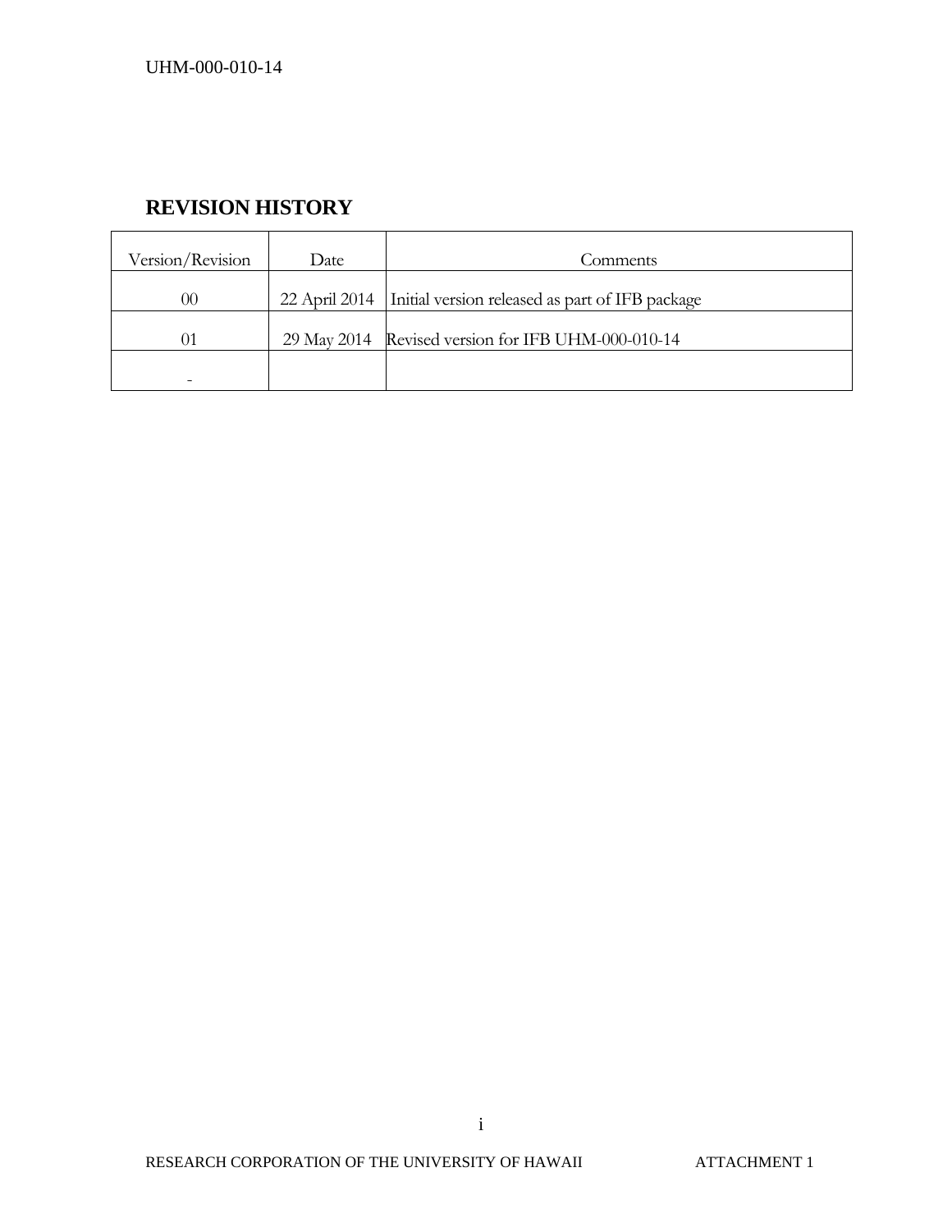## REVISION HISTORY

| Version/Revision | Date | Comments |
| --- | --- | --- |
| 00 | 22 April 2014 | Initial version released as part of IFB package |
| 01 | 29 May 2014 | Revised version for IFB UHM-000-010-14 |
| - | | |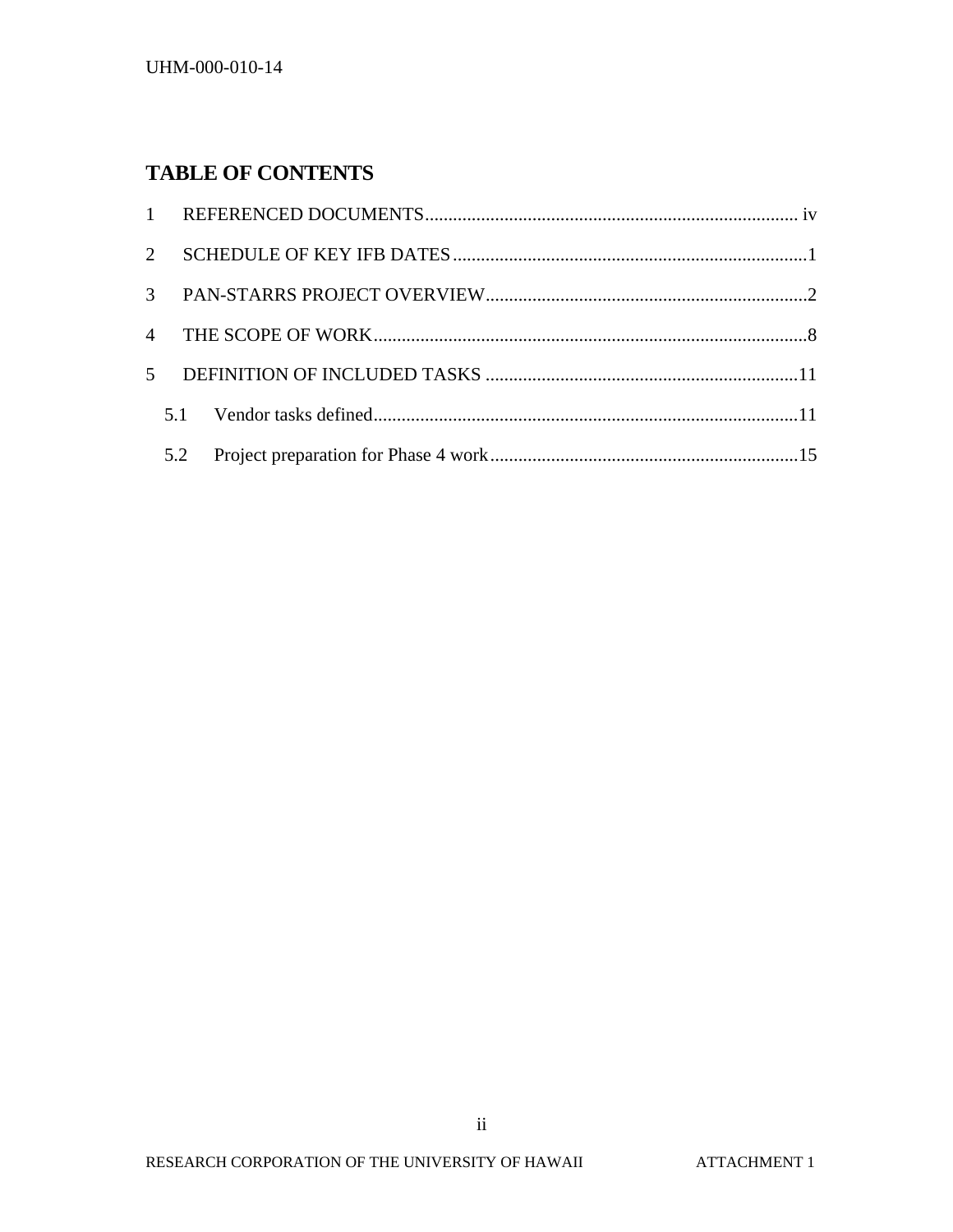# TABLE OF CONTENTS

1 REFERENCED DOCUMENTS ........................................................................ iv

2 SCHEDULE OF KEY IFB DATES ........................................................................ 1

3 PAN-STARRS PROJECT OVERVIEW ........................................................................ 2

4 THE SCOPE OF WORK ........................................................................ 8

5 DEFINITION OF INCLUDED TASKS ........................................................................ 11

- 5.1 Vendor tasks defined ........................................................................ 11
- 5.2 Project preparation for Phase 4 work ........................................................................ 15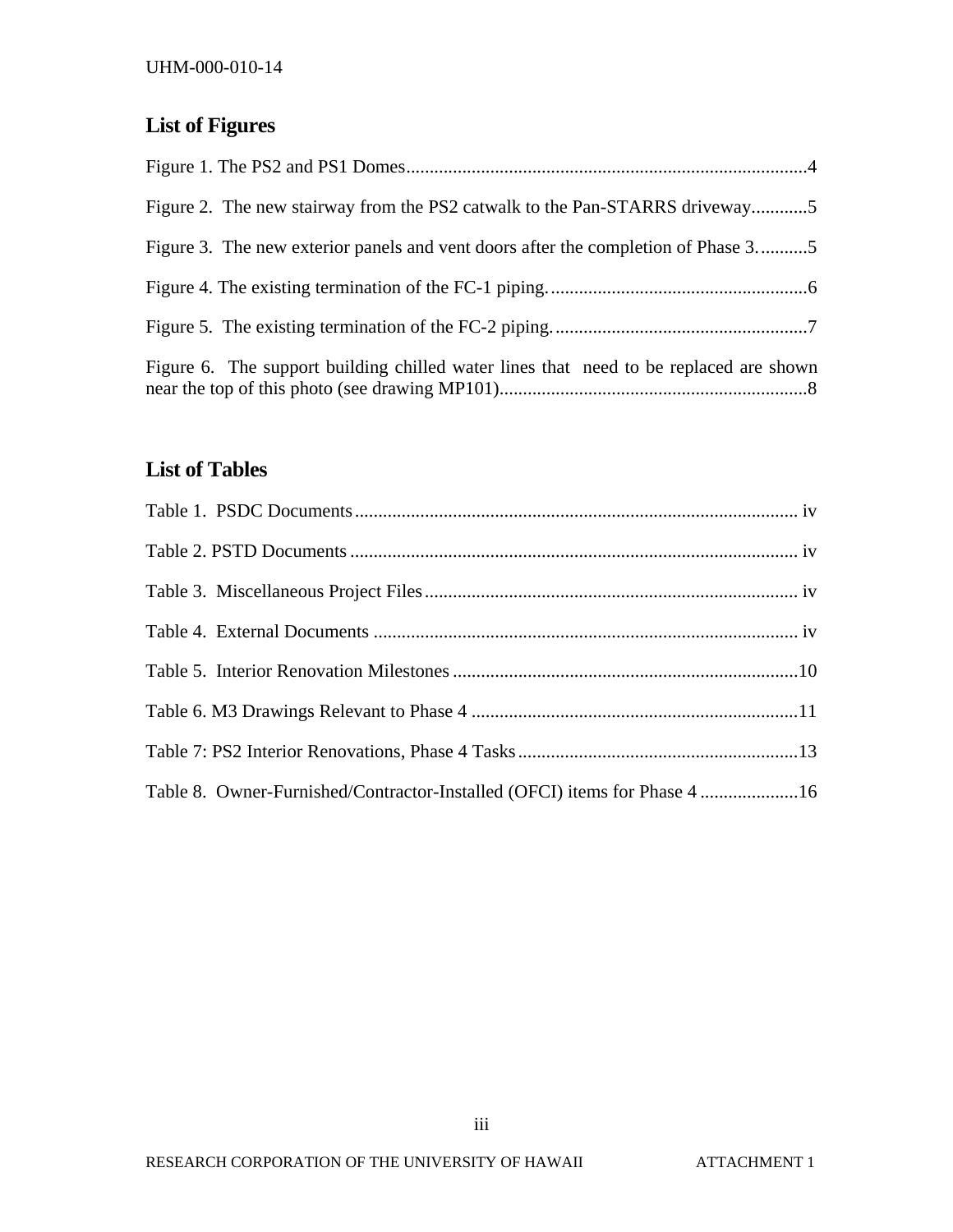## List of Figures

Figure 1. The PS2 and PS1 Domes......................................................................................4

Figure 2. The new stairway from the PS2 catwalk to the Pan-STARRS driveway............5

Figure 3. The new exterior panels and vent doors after the completion of Phase 3. ..........5

Figure 4. The existing termination of the FC-1 piping. .......................................................6

Figure 5. The existing termination of the FC-2 piping. ......................................................7

Figure 6. The support building chilled water lines that need to be replaced are shown near the top of this photo (see drawing MP101).................................................................8

## List of Tables

Table 1. PSDC Documents............................................................................................... iv

Table 2. PSTD Documents ................................................................................................ iv

Table 3. Miscellaneous Project Files................................................................................ iv

Table 4. External Documents ........................................................................................... iv

Table 5. Interior Renovation Milestones ..........................................................................10

Table 6. M3 Drawings Relevant to Phase 4 ......................................................................11

Table 7: PS2 Interior Renovations, Phase 4 Tasks............................................................13

Table 8. Owner-Furnished/Contractor-Installed (OFCI) items for Phase 4 .....................16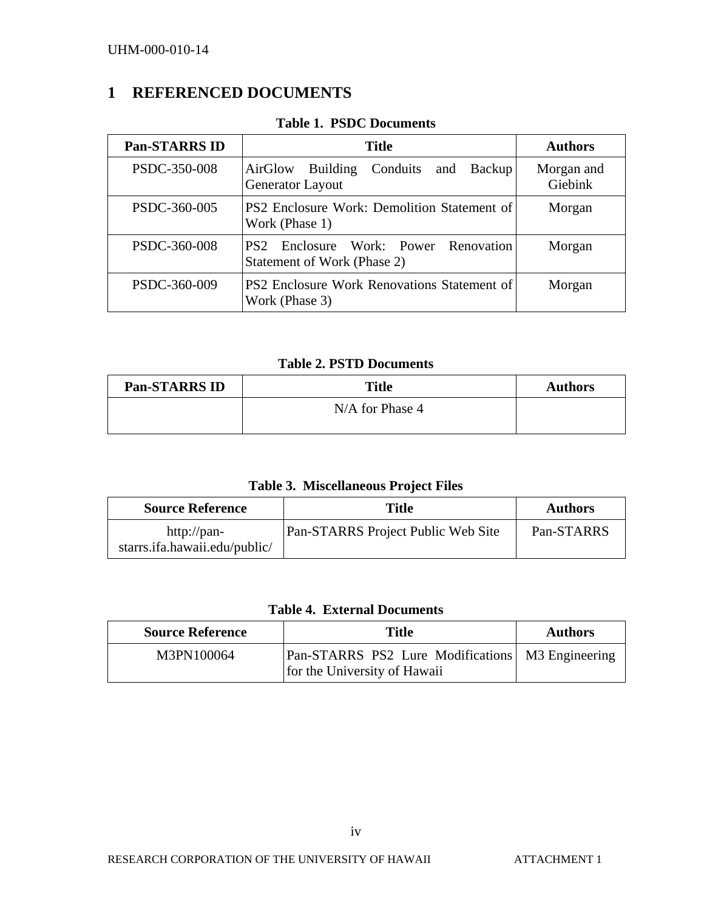# 1 REFERENCED DOCUMENTS

**Table 1. PSDC Documents**

| Pan-STARRS ID | Title | Authors |
|---|---|---|
| PSDC-350-008 | AirGlow Building Conduits and Backup Generator Layout | Morgan and Giebink |
| PSDC-360-005 | PS2 Enclosure Work: Demolition Statement of Work (Phase 1) | Morgan |
| PSDC-360-008 | PS2 Enclosure Work: Power Renovation Statement of Work (Phase 2) | Morgan |
| PSDC-360-009 | PS2 Enclosure Work Renovations Statement of Work (Phase 3) | Morgan |

**Table 2. PSTD Documents**

| Pan-STARRS ID | Title | Authors |
|---|---|---|
| | N/A for Phase 4 | |

**Table 3. Miscellaneous Project Files**

| Source Reference | Title | Authors |
|---|---|---|
| http://pan-starrs.ifa.hawaii.edu/public/ | Pan-STARRS Project Public Web Site | Pan-STARRS |

**Table 4. External Documents**

| Source Reference | Title | Authors |
|---|---|---|
| M3PN100064 | Pan-STARRS PS2 Lure Modifications for the University of Hawaii | M3 Engineering |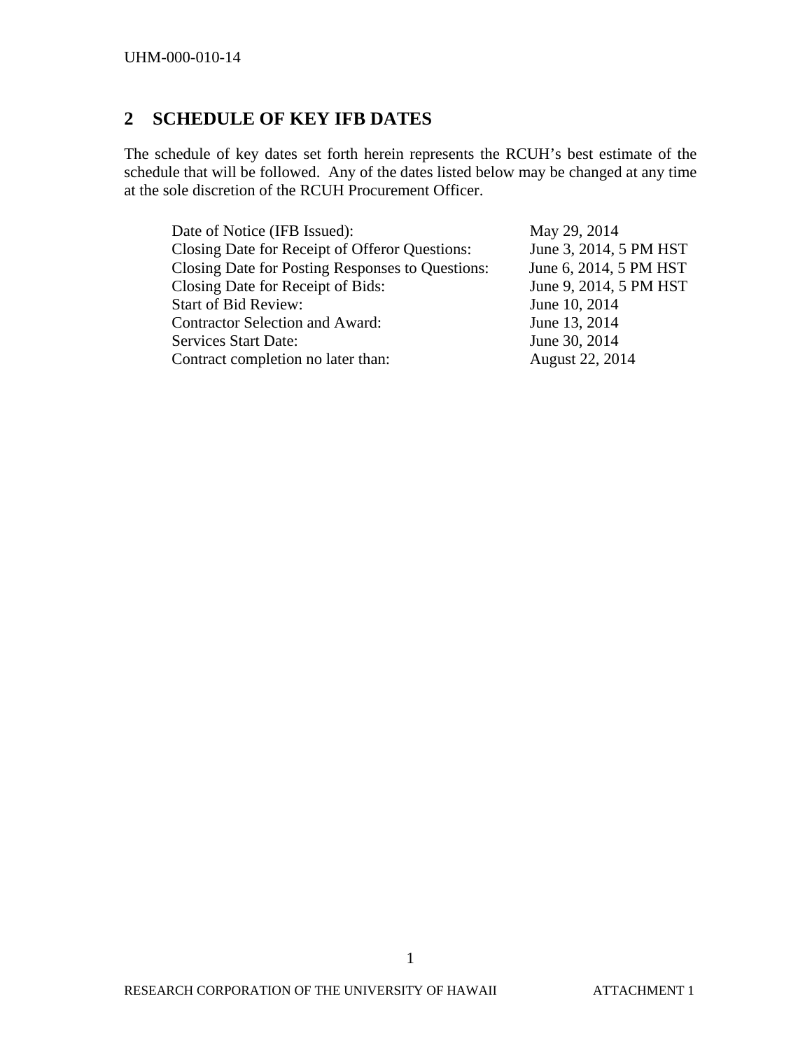## 2 SCHEDULE OF KEY IFB DATES

The schedule of key dates set forth herein represents the RCUH's best estimate of the schedule that will be followed. Any of the dates listed below may be changed at any time at the sole discretion of the RCUH Procurement Officer.

| | |
|---|---|
| Date of Notice (IFB Issued): | May 29, 2014 |
| Closing Date for Receipt of Offeror Questions: | June 3, 2014, 5 PM HST |
| Closing Date for Posting Responses to Questions: | June 6, 2014, 5 PM HST |
| Closing Date for Receipt of Bids: | June 9, 2014, 5 PM HST |
| Start of Bid Review: | June 10, 2014 |
| Contractor Selection and Award: | June 13, 2014 |
| Services Start Date: | June 30, 2014 |
| Contract completion no later than: | August 22, 2014 |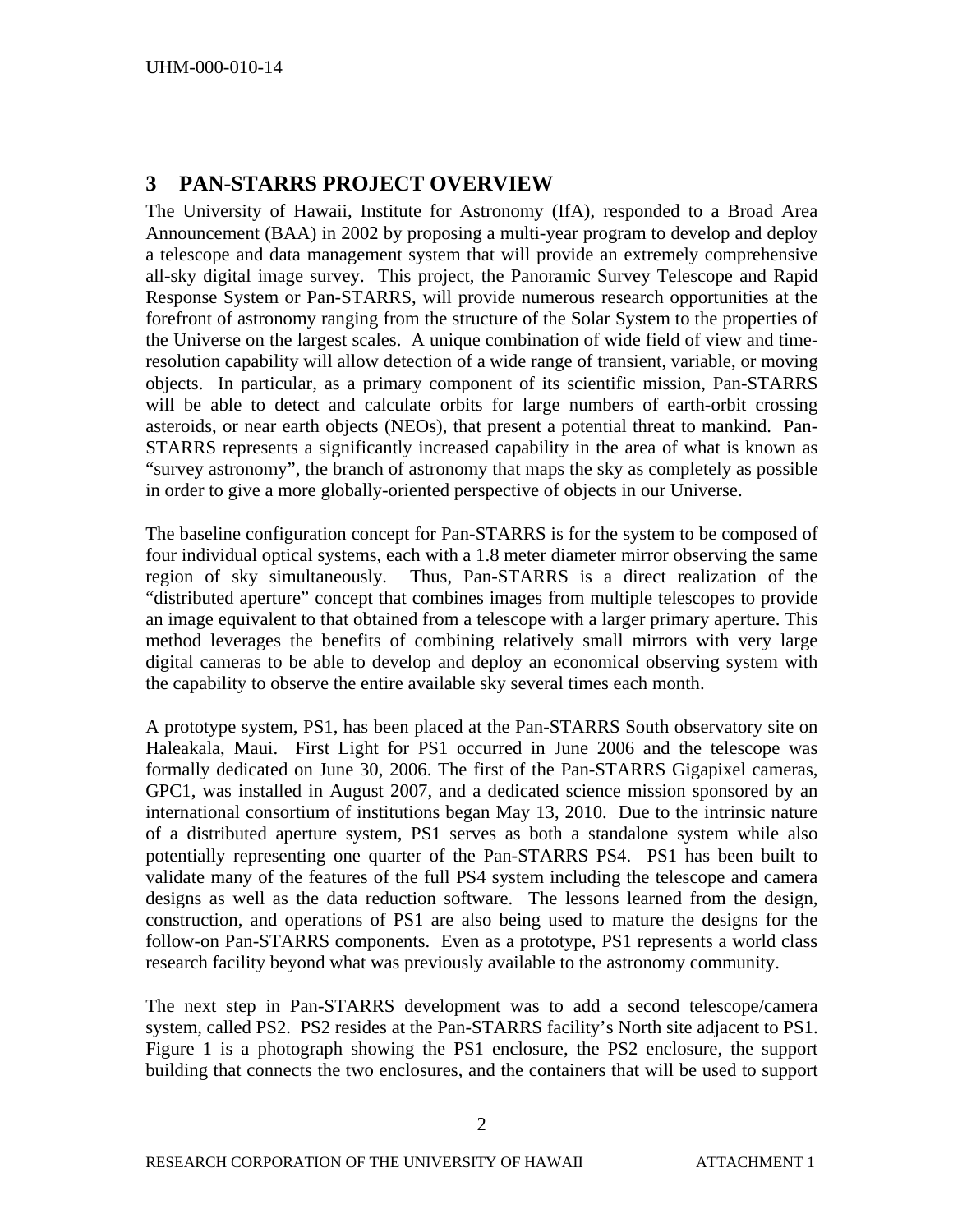## 3 PAN-STARRS PROJECT OVERVIEW

The University of Hawaii, Institute for Astronomy (IfA), responded to a Broad Area Announcement (BAA) in 2002 by proposing a multi-year program to develop and deploy a telescope and data management system that will provide an extremely comprehensive all-sky digital image survey. This project, the Panoramic Survey Telescope and Rapid Response System or Pan-STARRS, will provide numerous research opportunities at the forefront of astronomy ranging from the structure of the Solar System to the properties of the Universe on the largest scales. A unique combination of wide field of view and time-resolution capability will allow detection of a wide range of transient, variable, or moving objects. In particular, as a primary component of its scientific mission, Pan-STARRS will be able to detect and calculate orbits for large numbers of earth-orbit crossing asteroids, or near earth objects (NEOs), that present a potential threat to mankind. Pan-STARRS represents a significantly increased capability in the area of what is known as "survey astronomy", the branch of astronomy that maps the sky as completely as possible in order to give a more globally-oriented perspective of objects in our Universe.

The baseline configuration concept for Pan-STARRS is for the system to be composed of four individual optical systems, each with a 1.8 meter diameter mirror observing the same region of sky simultaneously. Thus, Pan-STARRS is a direct realization of the "distributed aperture" concept that combines images from multiple telescopes to provide an image equivalent to that obtained from a telescope with a larger primary aperture. This method leverages the benefits of combining relatively small mirrors with very large digital cameras to be able to develop and deploy an economical observing system with the capability to observe the entire available sky several times each month.

A prototype system, PS1, has been placed at the Pan-STARRS South observatory site on Haleakala, Maui. First Light for PS1 occurred in June 2006 and the telescope was formally dedicated on June 30, 2006. The first of the Pan-STARRS Gigapixel cameras, GPC1, was installed in August 2007, and a dedicated science mission sponsored by an international consortium of institutions began May 13, 2010. Due to the intrinsic nature of a distributed aperture system, PS1 serves as both a standalone system while also potentially representing one quarter of the Pan-STARRS PS4. PS1 has been built to validate many of the features of the full PS4 system including the telescope and camera designs as well as the data reduction software. The lessons learned from the design, construction, and operations of PS1 are also being used to mature the designs for the follow-on Pan-STARRS components. Even as a prototype, PS1 represents a world class research facility beyond what was previously available to the astronomy community.

The next step in Pan-STARRS development was to add a second telescope/camera system, called PS2. PS2 resides at the Pan-STARRS facility's North site adjacent to PS1. Figure 1 is a photograph showing the PS1 enclosure, the PS2 enclosure, the support building that connects the two enclosures, and the containers that will be used to support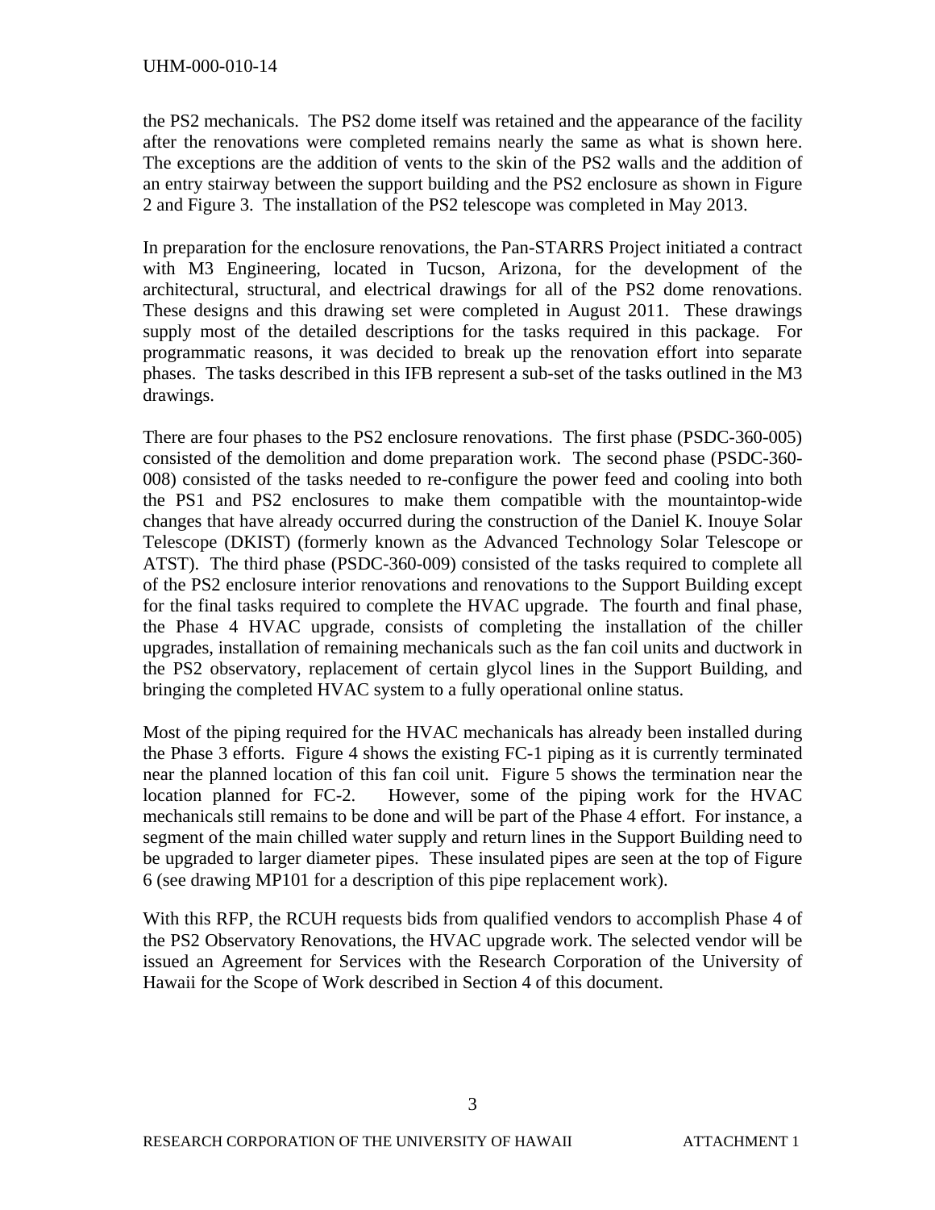the PS2 mechanicals. The PS2 dome itself was retained and the appearance of the facility after the renovations were completed remains nearly the same as what is shown here. The exceptions are the addition of vents to the skin of the PS2 walls and the addition of an entry stairway between the support building and the PS2 enclosure as shown in Figure 2 and Figure 3. The installation of the PS2 telescope was completed in May 2013.

In preparation for the enclosure renovations, the Pan-STARRS Project initiated a contract with M3 Engineering, located in Tucson, Arizona, for the development of the architectural, structural, and electrical drawings for all of the PS2 dome renovations. These designs and this drawing set were completed in August 2011. These drawings supply most of the detailed descriptions for the tasks required in this package. For programmatic reasons, it was decided to break up the renovation effort into separate phases. The tasks described in this IFB represent a sub-set of the tasks outlined in the M3 drawings.

There are four phases to the PS2 enclosure renovations. The first phase (PSDC-360-005) consisted of the demolition and dome preparation work. The second phase (PSDC-360-008) consisted of the tasks needed to re-configure the power feed and cooling into both the PS1 and PS2 enclosures to make them compatible with the mountaintop-wide changes that have already occurred during the construction of the Daniel K. Inouye Solar Telescope (DKIST) (formerly known as the Advanced Technology Solar Telescope or ATST). The third phase (PSDC-360-009) consisted of the tasks required to complete all of the PS2 enclosure interior renovations and renovations to the Support Building except for the final tasks required to complete the HVAC upgrade. The fourth and final phase, the Phase 4 HVAC upgrade, consists of completing the installation of the chiller upgrades, installation of remaining mechanicals such as the fan coil units and ductwork in the PS2 observatory, replacement of certain glycol lines in the Support Building, and bringing the completed HVAC system to a fully operational online status.

Most of the piping required for the HVAC mechanicals has already been installed during the Phase 3 efforts. Figure 4 shows the existing FC-1 piping as it is currently terminated near the planned location of this fan coil unit. Figure 5 shows the termination near the location planned for FC-2. However, some of the piping work for the HVAC mechanicals still remains to be done and will be part of the Phase 4 effort. For instance, a segment of the main chilled water supply and return lines in the Support Building need to be upgraded to larger diameter pipes. These insulated pipes are seen at the top of Figure 6 (see drawing MP101 for a description of this pipe replacement work).

With this RFP, the RCUH requests bids from qualified vendors to accomplish Phase 4 of the PS2 Observatory Renovations, the HVAC upgrade work. The selected vendor will be issued an Agreement for Services with the Research Corporation of the University of Hawaii for the Scope of Work described in Section 4 of this document.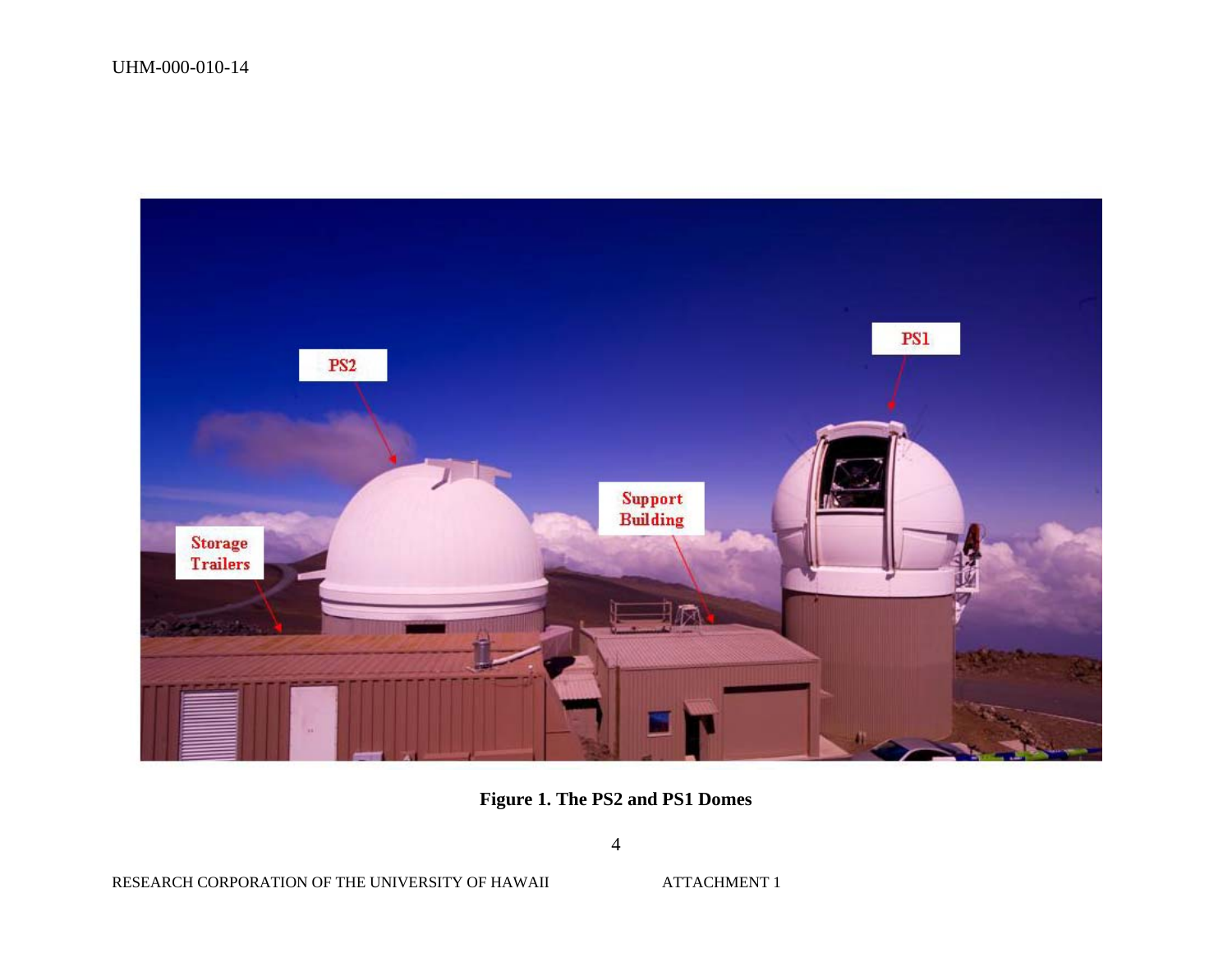**Figure 1. The PS2 and PS1 Domes**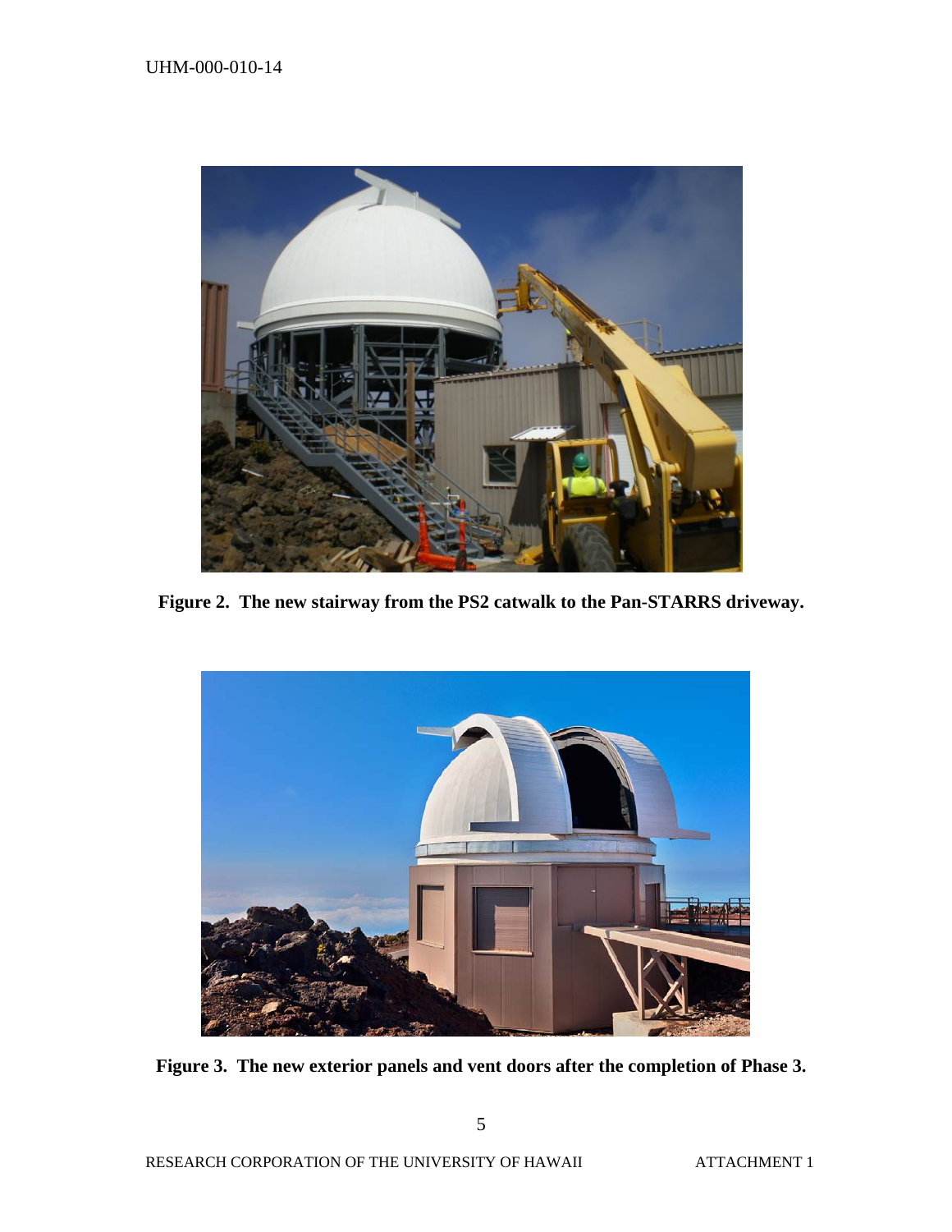**Figure 2. The new stairway from the PS2 catwalk to the Pan-STARRS driveway.**

**Figure 3. The new exterior panels and vent doors after the completion of Phase 3.**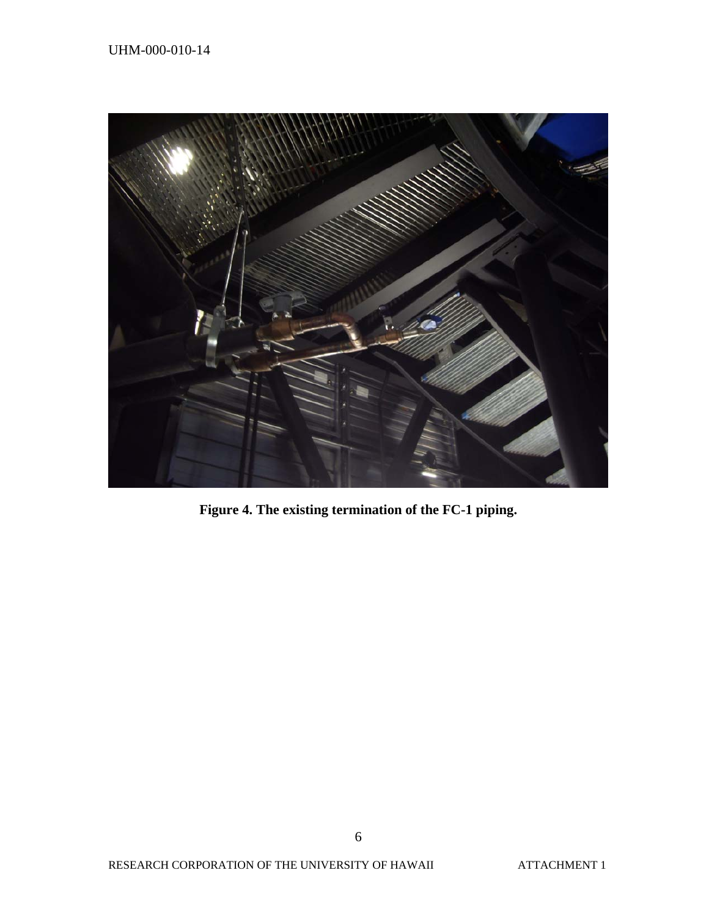**Figure 4. The existing termination of the FC-1 piping.**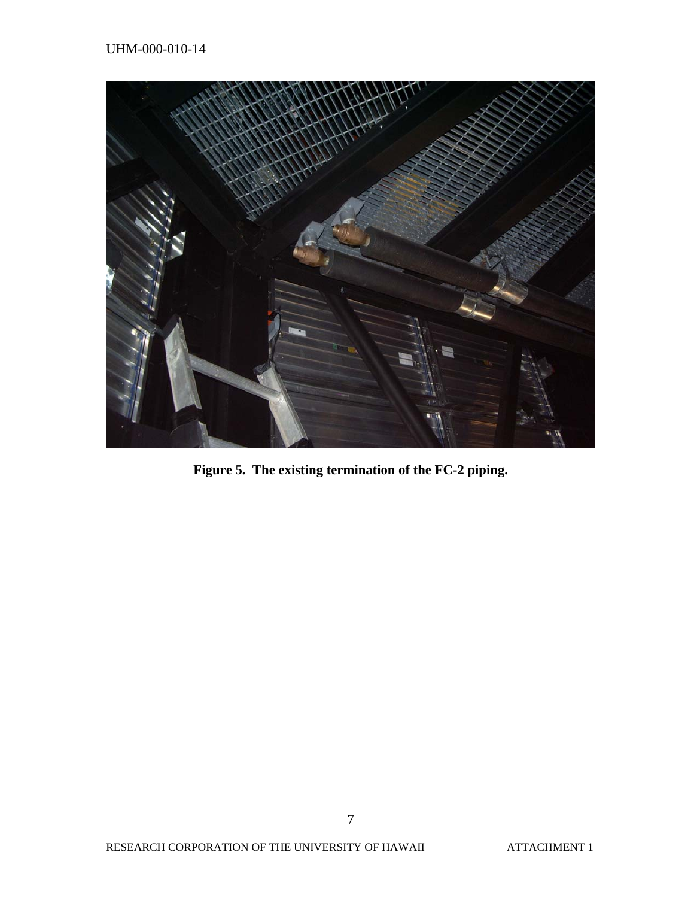**Figure 5. The existing termination of the FC-2 piping.**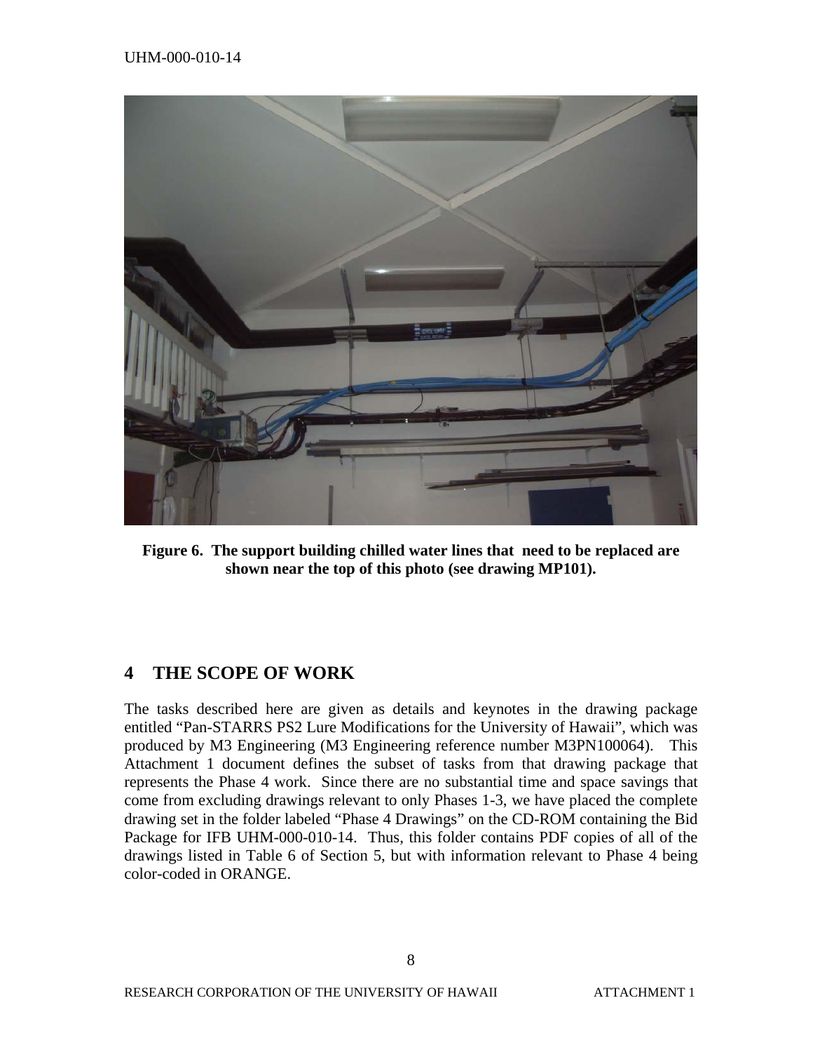**Figure 6. The support building chilled water lines that need to be replaced are shown near the top of this photo (see drawing MP101).**

## 4 THE SCOPE OF WORK

The tasks described here are given as details and keynotes in the drawing package entitled "Pan-STARRS PS2 Lure Modifications for the University of Hawaii", which was produced by M3 Engineering (M3 Engineering reference number M3PN100064). This Attachment 1 document defines the subset of tasks from that drawing package that represents the Phase 4 work. Since there are no substantial time and space savings that come from excluding drawings relevant to only Phases 1-3, we have placed the complete drawing set in the folder labeled "Phase 4 Drawings" on the CD-ROM containing the Bid Package for IFB UHM-000-010-14. Thus, this folder contains PDF copies of all of the drawings listed in Table 6 of Section 5, but with information relevant to Phase 4 being color-coded in ORANGE.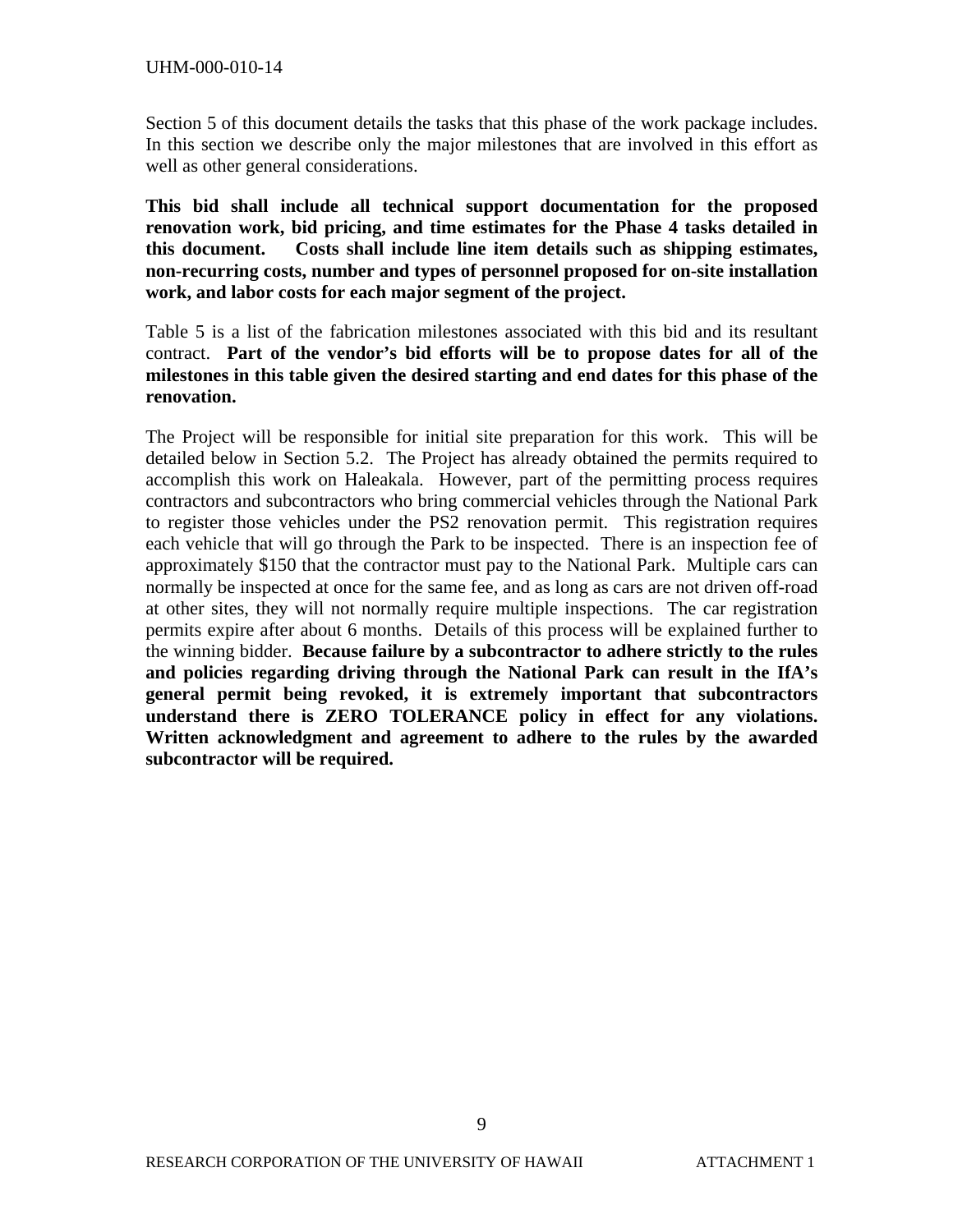Section 5 of this document details the tasks that this phase of the work package includes. In this section we describe only the major milestones that are involved in this effort as well as other general considerations.

**This bid shall include all technical support documentation for the proposed renovation work, bid pricing, and time estimates for the Phase 4 tasks detailed in this document. Costs shall include line item details such as shipping estimates, non-recurring costs, number and types of personnel proposed for on-site installation work, and labor costs for each major segment of the project.**

Table 5 is a list of the fabrication milestones associated with this bid and its resultant contract. **Part of the vendor's bid efforts will be to propose dates for all of the milestones in this table given the desired starting and end dates for this phase of the renovation.**

The Project will be responsible for initial site preparation for this work. This will be detailed below in Section 5.2. The Project has already obtained the permits required to accomplish this work on Haleakala. However, part of the permitting process requires contractors and subcontractors who bring commercial vehicles through the National Park to register those vehicles under the PS2 renovation permit. This registration requires each vehicle that will go through the Park to be inspected. There is an inspection fee of approximately $150 that the contractor must pay to the National Park. Multiple cars can normally be inspected at once for the same fee, and as long as cars are not driven off-road at other sites, they will not normally require multiple inspections. The car registration permits expire after about 6 months. Details of this process will be explained further to the winning bidder. **Because failure by a subcontractor to adhere strictly to the rules and policies regarding driving through the National Park can result in the IfA's general permit being revoked, it is extremely important that subcontractors understand there is ZERO TOLERANCE policy in effect for any violations. Written acknowledgment and agreement to adhere to the rules by the awarded subcontractor will be required.**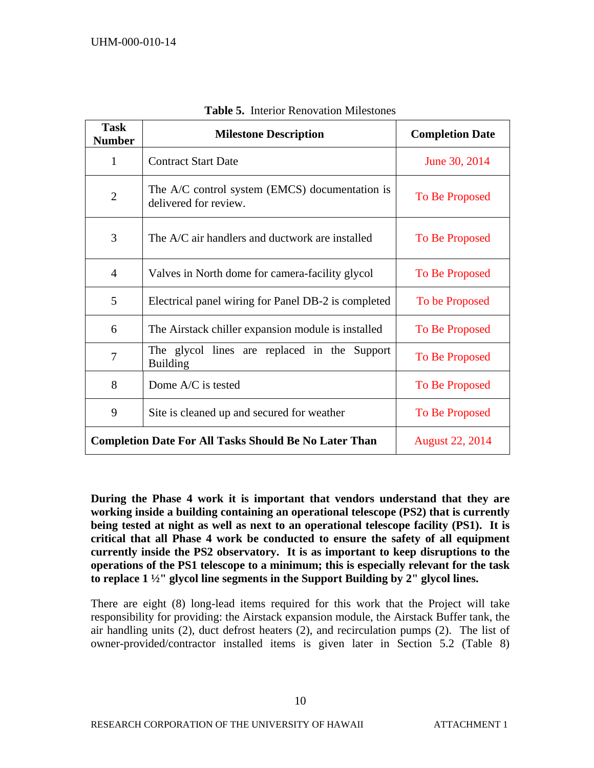**Table 5.** Interior Renovation Milestones

| Task Number | Milestone Description | Completion Date |
|---|---|---|
| 1 | Contract Start Date | June 30, 2014 |
| 2 | The A/C control system (EMCS) documentation is delivered for review. | To Be Proposed |
| 3 | The A/C air handlers and ductwork are installed | To Be Proposed |
| 4 | Valves in North dome for camera-facility glycol | To Be Proposed |
| 5 | Electrical panel wiring for Panel DB-2 is completed | To be Proposed |
| 6 | The Airstack chiller expansion module is installed | To Be Proposed |
| 7 | The glycol lines are replaced in the Support Building | To Be Proposed |
| 8 | Dome A/C is tested | To Be Proposed |
| 9 | Site is cleaned up and secured for weather | To Be Proposed |
| **Completion Date For All Tasks Should Be No Later Than** | | August 22, 2014 |

**During the Phase 4 work it is important that vendors understand that they are working inside a building containing an operational telescope (PS2) that is currently being tested at night as well as next to an operational telescope facility (PS1). It is critical that all Phase 4 work be conducted to ensure the safety of all equipment currently inside the PS2 observatory. It is as important to keep disruptions to the operations of the PS1 telescope to a minimum; this is especially relevant for the task to replace 1 ½" glycol line segments in the Support Building by 2" glycol lines.**

There are eight (8) long-lead items required for this work that the Project will take responsibility for providing: the Airstack expansion module, the Airstack Buffer tank, the air handling units (2), duct defrost heaters (2), and recirculation pumps (2). The list of owner-provided/contractor installed items is given later in Section 5.2 (Table 8)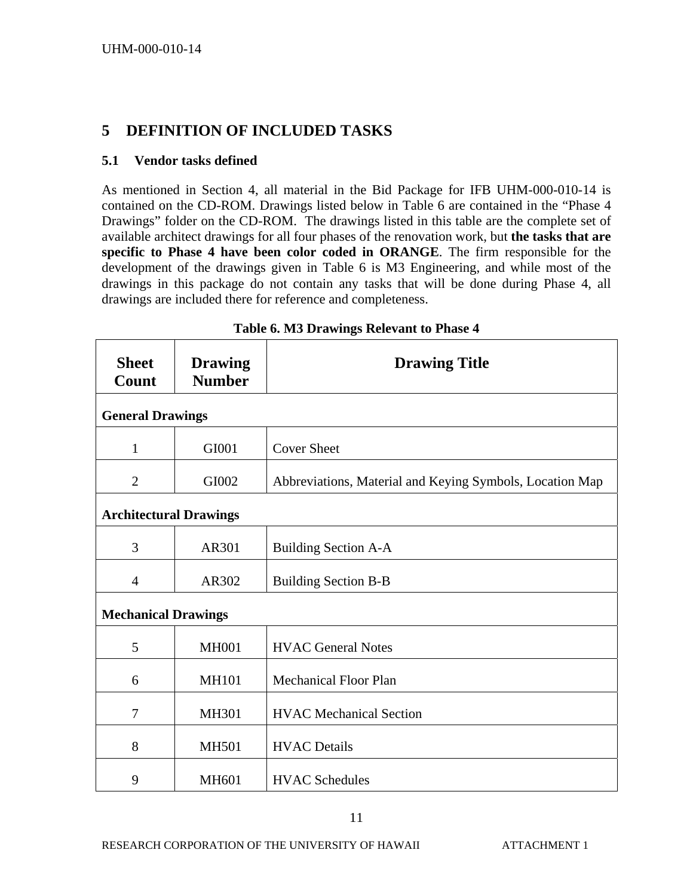# 5 DEFINITION OF INCLUDED TASKS

## 5.1 Vendor tasks defined

As mentioned in Section 4, all material in the Bid Package for IFB UHM-000-010-14 is contained on the CD-ROM. Drawings listed below in Table 6 are contained in the "Phase 4 Drawings" folder on the CD-ROM. The drawings listed in this table are the complete set of available architect drawings for all four phases of the renovation work, but **the tasks that are specific to Phase 4 have been color coded in ORANGE**. The firm responsible for the development of the drawings given in Table 6 is M3 Engineering, and while most of the drawings in this package do not contain any tasks that will be done during Phase 4, all drawings are included there for reference and completeness.

**Table 6. M3 Drawings Relevant to Phase 4**

| Sheet Count | Drawing Number | Drawing Title |
|---|---|---|
| **General Drawings** | | |
| 1 | GI001 | Cover Sheet |
| 2 | GI002 | Abbreviations, Material and Keying Symbols, Location Map |
| **Architectural Drawings** | | |
| 3 | AR301 | Building Section A-A |
| 4 | AR302 | Building Section B-B |
| **Mechanical Drawings** | | |
| 5 | MH001 | HVAC General Notes |
| 6 | MH101 | Mechanical Floor Plan |
| 7 | MH301 | HVAC Mechanical Section |
| 8 | MH501 | HVAC Details |
| 9 | MH601 | HVAC Schedules |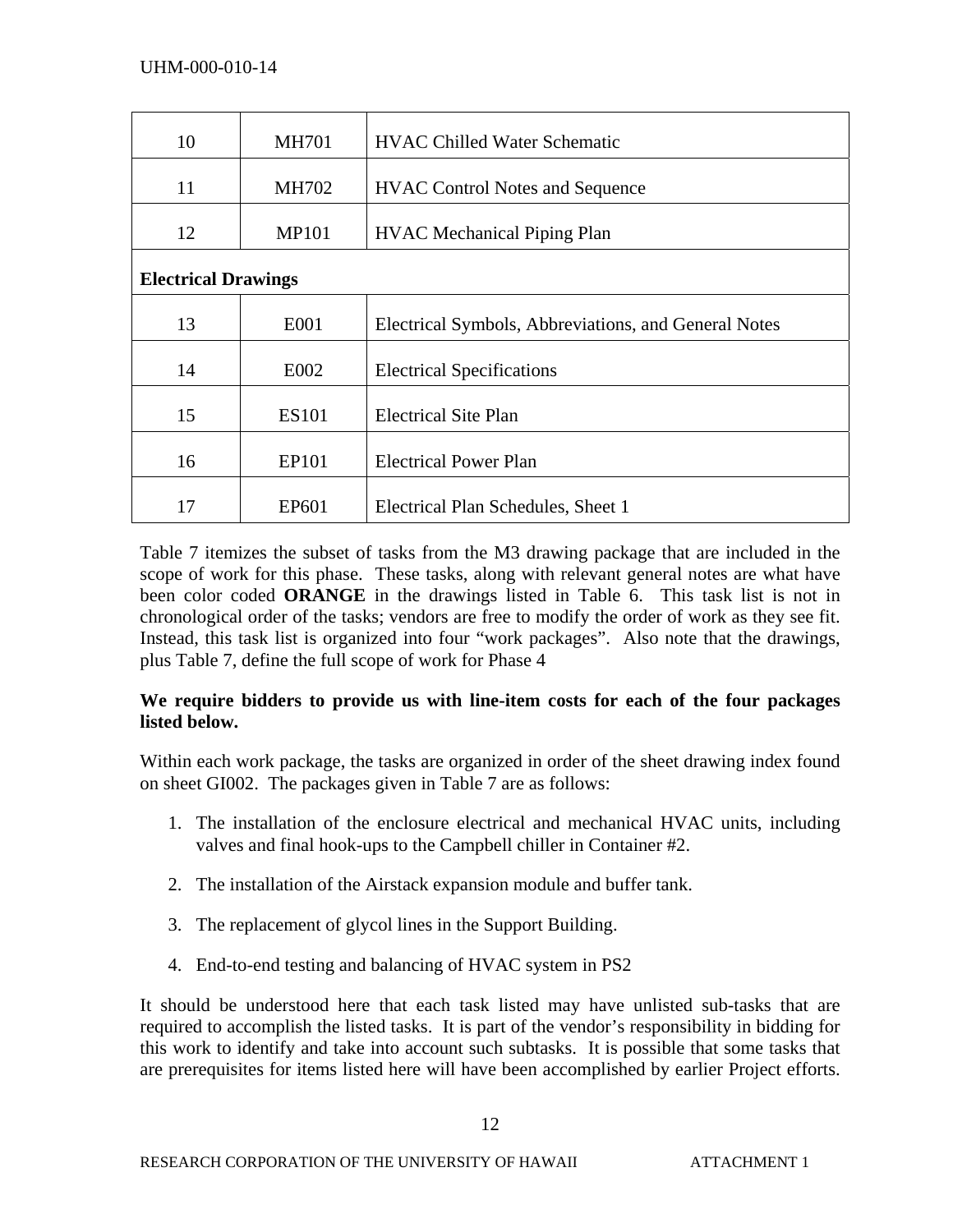| 10 | MH701 | HVAC Chilled Water Schematic |
|---|---|---|
| 11 | MH702 | HVAC Control Notes and Sequence |
| 12 | MP101 | HVAC Mechanical Piping Plan |
| **Electrical Drawings** | | |
| 13 | E001 | Electrical Symbols, Abbreviations, and General Notes |
| 14 | E002 | Electrical Specifications |
| 15 | ES101 | Electrical Site Plan |
| 16 | EP101 | Electrical Power Plan |
| 17 | EP601 | Electrical Plan Schedules, Sheet 1 |

Table 7 itemizes the subset of tasks from the M3 drawing package that are included in the scope of work for this phase. These tasks, along with relevant general notes are what have been color coded **ORANGE** in the drawings listed in Table 6. This task list is not in chronological order of the tasks; vendors are free to modify the order of work as they see fit. Instead, this task list is organized into four "work packages". Also note that the drawings, plus Table 7, define the full scope of work for Phase 4

**We require bidders to provide us with line-item costs for each of the four packages listed below.**

Within each work package, the tasks are organized in order of the sheet drawing index found on sheet GI002. The packages given in Table 7 are as follows:

1. The installation of the enclosure electrical and mechanical HVAC units, including valves and final hook-ups to the Campbell chiller in Container #2.
2. The installation of the Airstack expansion module and buffer tank.
3. The replacement of glycol lines in the Support Building.
4. End-to-end testing and balancing of HVAC system in PS2

It should be understood here that each task listed may have unlisted sub-tasks that are required to accomplish the listed tasks. It is part of the vendor's responsibility in bidding for this work to identify and take into account such subtasks. It is possible that some tasks that are prerequisites for items listed here will have been accomplished by earlier Project efforts.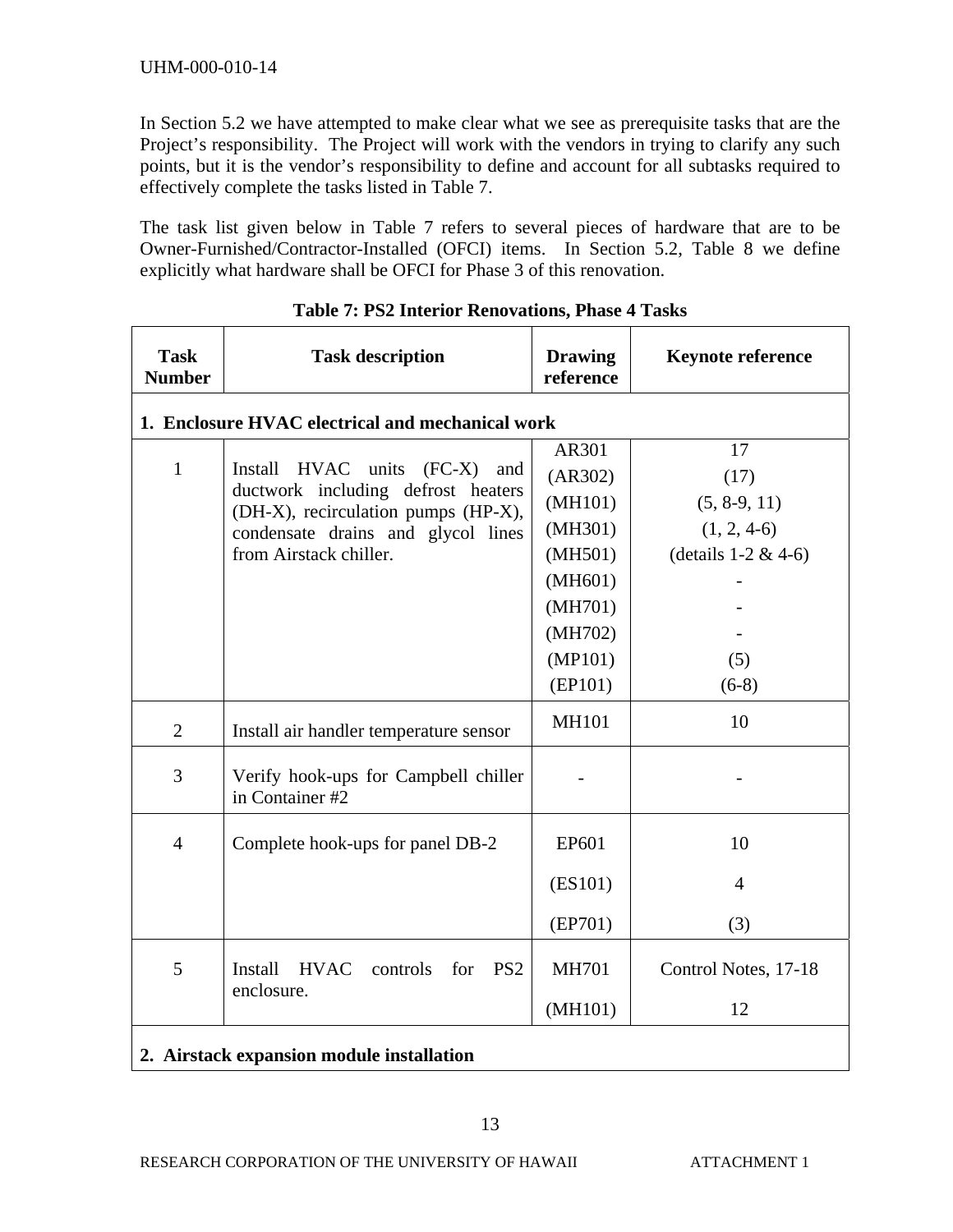In Section 5.2 we have attempted to make clear what we see as prerequisite tasks that are the Project's responsibility. The Project will work with the vendors in trying to clarify any such points, but it is the vendor's responsibility to define and account for all subtasks required to effectively complete the tasks listed in Table 7.

The task list given below in Table 7 refers to several pieces of hardware that are to be Owner-Furnished/Contractor-Installed (OFCI) items. In Section 5.2, Table 8 we define explicitly what hardware shall be OFCI for Phase 3 of this renovation.

**Table 7: PS2 Interior Renovations, Phase 4 Tasks**

| Task Number | Task description | Drawing reference | Keynote reference |
|---|---|---|---|
| **1. Enclosure HVAC electrical and mechanical work** | | | |
| 1 | Install HVAC units (FC-X) and ductwork including defrost heaters (DH-X), recirculation pumps (HP-X), condensate drains and glycol lines from Airstack chiller. | AR301<br>(AR302)<br>(MH101)<br>(MH301)<br>(MH501)<br>(MH601)<br>(MH701)<br>(MH702)<br>(MP101)<br>(EP101) | 17<br>(17)<br>(5, 8-9, 11)<br>(1, 2, 4-6)<br>(details 1-2 & 4-6)<br>-<br>-<br>-<br>(5)<br>(6-8) |
| 2 | Install air handler temperature sensor | MH101 | 10 |
| 3 | Verify hook-ups for Campbell chiller in Container #2 | - | - |
| 4 | Complete hook-ups for panel DB-2 | EP601<br>(ES101)<br>(EP701) | 10<br>4<br>(3) |
| 5 | Install HVAC controls for PS2 enclosure. | MH701<br>(MH101) | Control Notes, 17-18<br>12 |
| **2. Airstack expansion module installation** | | | |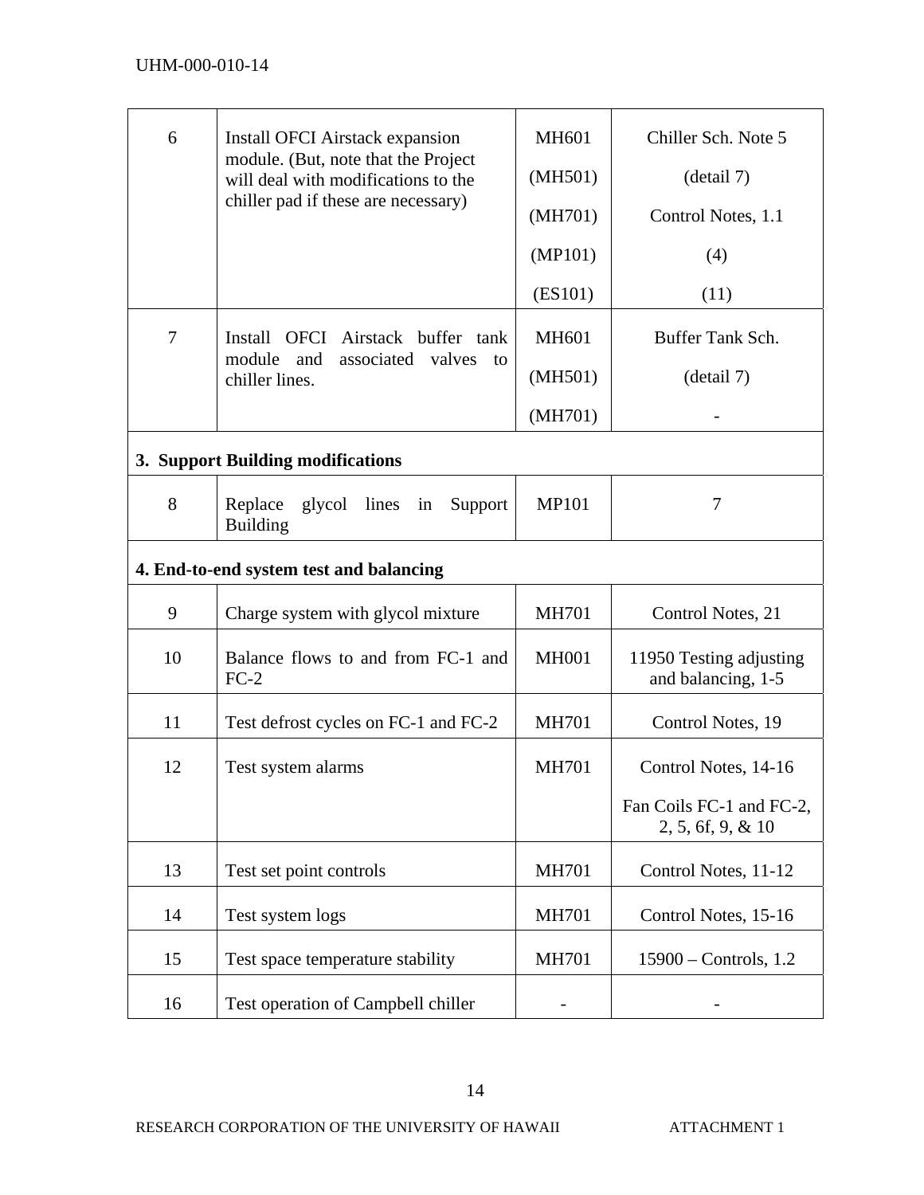| | | | |
|---|---|---|---|
| 6 | Install OFCI Airstack expansion module. (But, note that the Project will deal with modifications to the chiller pad if these are necessary) | MH601<br>(MH501)<br>(MH701)<br>(MP101)<br>(ES101) | Chiller Sch. Note 5<br>(detail 7)<br>Control Notes, 1.1<br>(4)<br>(11) |
| 7 | Install OFCI Airstack buffer tank module and associated valves to chiller lines. | MH601<br>(MH501)<br>(MH701) | Buffer Tank Sch.<br>(detail 7)<br>- |
| **3. Support Building modifications** | | | |
| 8 | Replace glycol lines in Support Building | MP101 | 7 |
| **4. End-to-end system test and balancing** | | | |
| 9 | Charge system with glycol mixture | MH701 | Control Notes, 21 |
| 10 | Balance flows to and from FC-1 and FC-2 | MH001 | 11950 Testing adjusting and balancing, 1-5 |
| 11 | Test defrost cycles on FC-1 and FC-2 | MH701 | Control Notes, 19 |
| 12 | Test system alarms | MH701 | Control Notes, 14-16<br>Fan Coils FC-1 and FC-2, 2, 5, 6f, 9, & 10 |
| 13 | Test set point controls | MH701 | Control Notes, 11-12 |
| 14 | Test system logs | MH701 | Control Notes, 15-16 |
| 15 | Test space temperature stability | MH701 | 15900 – Controls, 1.2 |
| 16 | Test operation of Campbell chiller | - | - |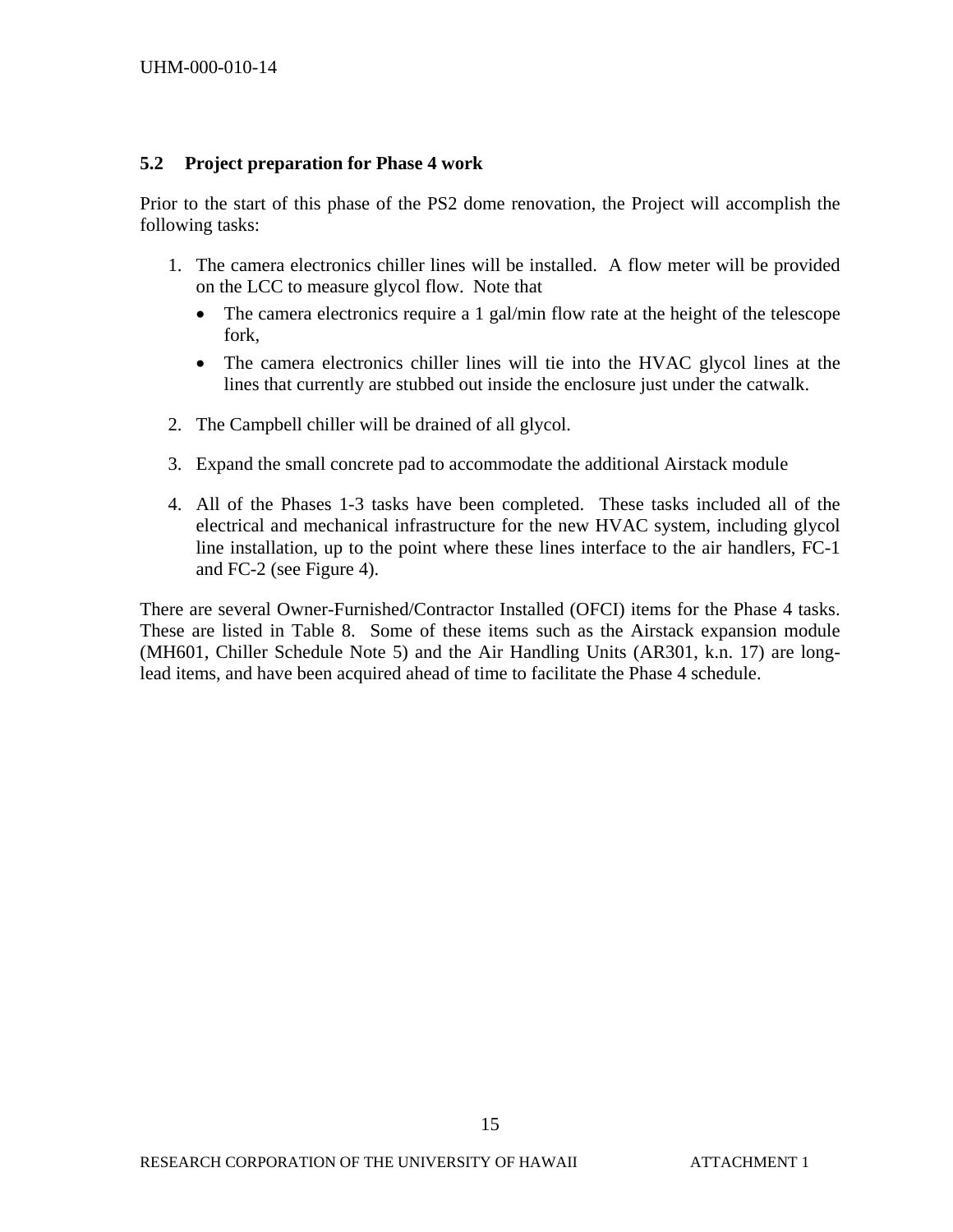### 5.2 Project preparation for Phase 4 work

Prior to the start of this phase of the PS2 dome renovation, the Project will accomplish the following tasks:

1. The camera electronics chiller lines will be installed. A flow meter will be provided on the LCC to measure glycol flow. Note that
   - The camera electronics require a 1 gal/min flow rate at the height of the telescope fork,
   - The camera electronics chiller lines will tie into the HVAC glycol lines at the lines that currently are stubbed out inside the enclosure just under the catwalk.
2. The Campbell chiller will be drained of all glycol.
3. Expand the small concrete pad to accommodate the additional Airstack module
4. All of the Phases 1-3 tasks have been completed. These tasks included all of the electrical and mechanical infrastructure for the new HVAC system, including glycol line installation, up to the point where these lines interface to the air handlers, FC-1 and FC-2 (see Figure 4).

There are several Owner-Furnished/Contractor Installed (OFCI) items for the Phase 4 tasks. These are listed in Table 8. Some of these items such as the Airstack expansion module (MH601, Chiller Schedule Note 5) and the Air Handling Units (AR301, k.n. 17) are long-lead items, and have been acquired ahead of time to facilitate the Phase 4 schedule.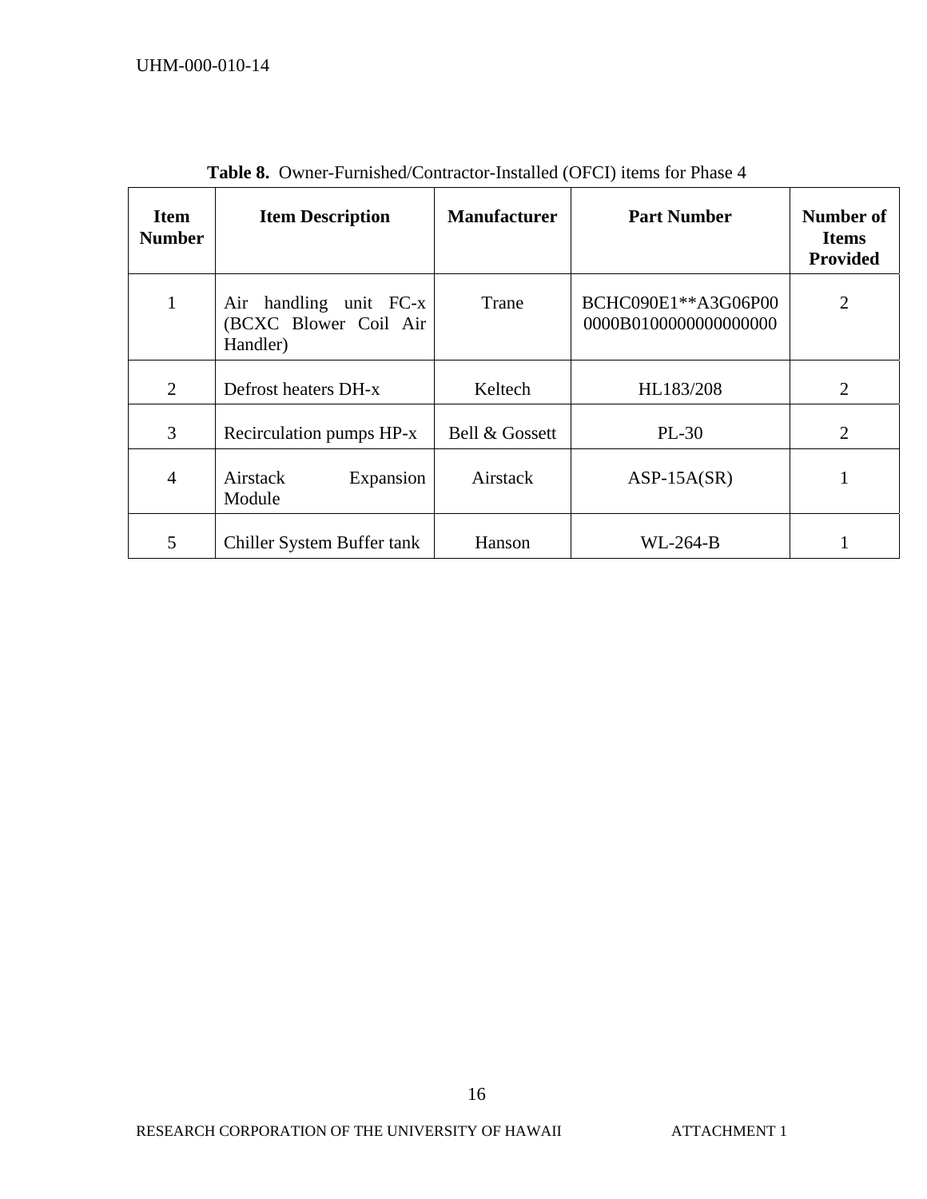**Table 8.** Owner-Furnished/Contractor-Installed (OFCI) items for Phase 4

| Item Number | Item Description | Manufacturer | Part Number | Number of Items Provided |
|---|---|---|---|---|
| 1 | Air handling unit FC-x (BCXC Blower Coil Air Handler) | Trane | BCHC090E1**A3G06P000000B0100000000000000 | 2 |
| 2 | Defrost heaters DH-x | Keltech | HL183/208 | 2 |
| 3 | Recirculation pumps HP-x | Bell & Gossett | PL-30 | 2 |
| 4 | Airstack Expansion Module | Airstack | ASP-15A(SR) | 1 |
| 5 | Chiller System Buffer tank | Hanson | WL-264-B | 1 |